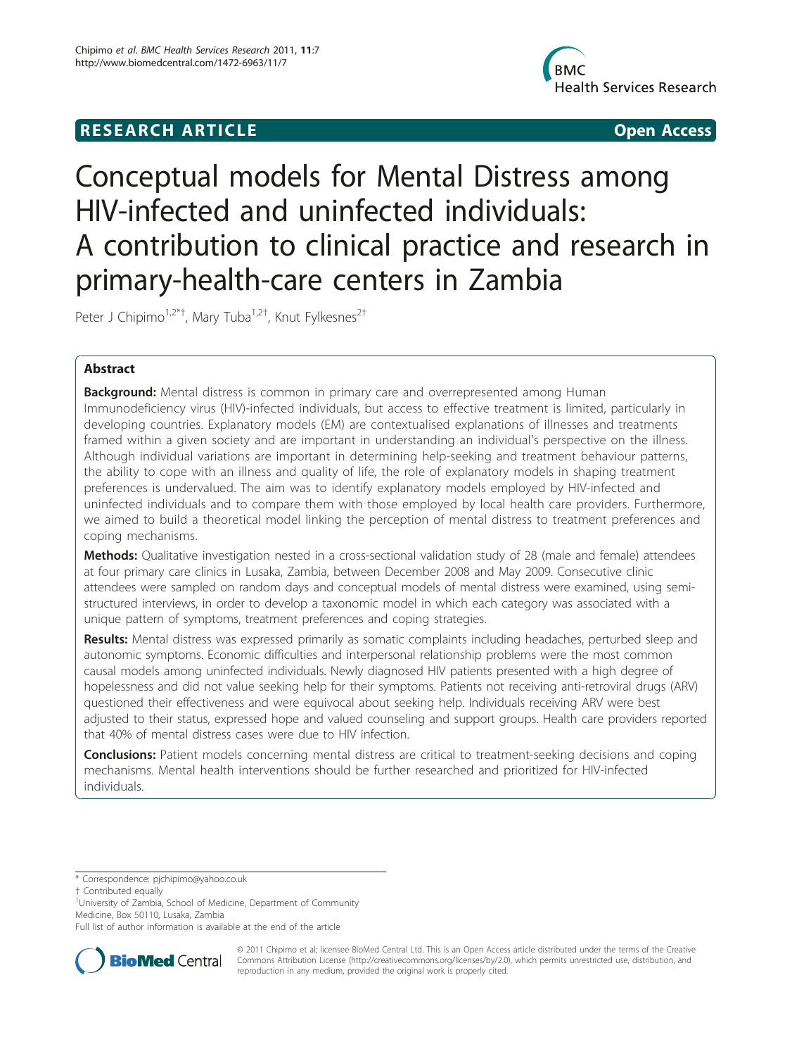RESEARCH ARTICLE Open Access

# Conceptual models for Mental Distress among HIV-infected and uninfected individuals: A contribution to clinical practice and research in primary-health-care centers in Zambia

Peter J Chipimo[1,2*†], Mary Tuba[1,2†], Knut Fylkesnes[2†]

## Abstract

**Background:** Mental distress is common in primary care and overrepresented among Human Immunodeficiency virus (HIV)-infected individuals, but access to effective treatment is limited, particularly in developing countries. Explanatory models (EM) are contextualised explanations of illnesses and treatments framed within a given society and are important in understanding an individual's perspective on the illness. Although individual variations are important in determining help-seeking and treatment behaviour patterns, the ability to cope with an illness and quality of life, the role of explanatory models in shaping treatment preferences is undervalued. The aim was to identify explanatory models employed by HIV-infected and uninfected individuals and to compare them with those employed by local health care providers. Furthermore, we aimed to build a theoretical model linking the perception of mental distress to treatment preferences and coping mechanisms.

**Methods:** Qualitative investigation nested in a cross-sectional validation study of 28 (male and female) attendees at four primary care clinics in Lusaka, Zambia, between December 2008 and May 2009. Consecutive clinic attendees were sampled on random days and conceptual models of mental distress were examined, using semi-structured interviews, in order to develop a taxonomic model in which each category was associated with a unique pattern of symptoms, treatment preferences and coping strategies.

**Results:** Mental distress was expressed primarily as somatic complaints including headaches, perturbed sleep and autonomic symptoms. Economic difficulties and interpersonal relationship problems were the most common causal models among uninfected individuals. Newly diagnosed HIV patients presented with a high degree of hopelessness and did not value seeking help for their symptoms. Patients not receiving anti-retroviral drugs (ARV) questioned their effectiveness and were equivocal about seeking help. Individuals receiving ARV were best adjusted to their status, expressed hope and valued counseling and support groups. Health care providers reported that 40% of mental distress cases were due to HIV infection.

**Conclusions:** Patient models concerning mental distress are critical to treatment-seeking decisions and coping mechanisms. Mental health interventions should be further researched and prioritized for HIV-infected individuals.

---

\* Correspondence: pjchipimo@yahoo.co.uk

† Contributed equally

[1]University of Zambia, School of Medicine, Department of Community Medicine, Box 50110, Lusaka, Zambia

Full list of author information is available at the end of the article

© 2011 Chipimo et al; licensee BioMed Central Ltd. This is an Open Access article distributed under the terms of the Creative Commons Attribution License (http://creativecommons.org/licenses/by/2.0), which permits unrestricted use, distribution, and reproduction in any medium, provided the original work is properly cited.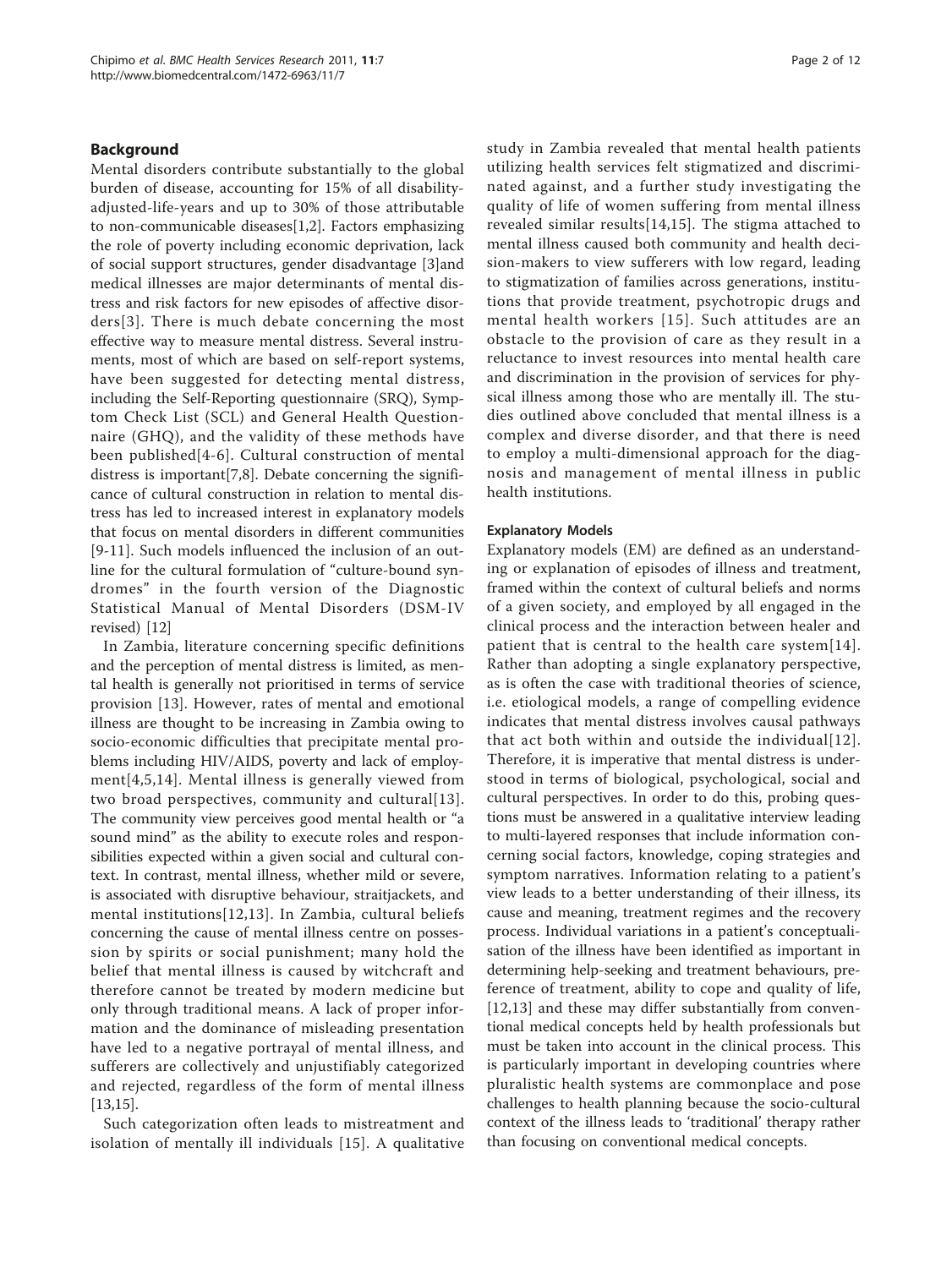## Background

Mental disorders contribute substantially to the global burden of disease, accounting for 15% of all disability-adjusted-life-years and up to 30% of those attributable to non-communicable diseases[1,2]. Factors emphasizing the role of poverty including economic deprivation, lack of social support structures, gender disadvantage [3]and medical illnesses are major determinants of mental distress and risk factors for new episodes of affective disorders[3]. There is much debate concerning the most effective way to measure mental distress. Several instruments, most of which are based on self-report systems, have been suggested for detecting mental distress, including the Self-Reporting questionnaire (SRQ), Symptom Check List (SCL) and General Health Questionnaire (GHQ), and the validity of these methods have been published[4-6]. Cultural construction of mental distress is important[7,8]. Debate concerning the significance of cultural construction in relation to mental distress has led to increased interest in explanatory models that focus on mental disorders in different communities [9-11]. Such models influenced the inclusion of an outline for the cultural formulation of "culture-bound syndromes" in the fourth version of the Diagnostic Statistical Manual of Mental Disorders (DSM-IV revised) [12]

In Zambia, literature concerning specific definitions and the perception of mental distress is limited, as mental health is generally not prioritised in terms of service provision [13]. However, rates of mental and emotional illness are thought to be increasing in Zambia owing to socio-economic difficulties that precipitate mental problems including HIV/AIDS, poverty and lack of employment[4,5,14]. Mental illness is generally viewed from two broad perspectives, community and cultural[13]. The community view perceives good mental health or "a sound mind" as the ability to execute roles and responsibilities expected within a given social and cultural context. In contrast, mental illness, whether mild or severe, is associated with disruptive behaviour, straitjackets, and mental institutions[12,13]. In Zambia, cultural beliefs concerning the cause of mental illness centre on possession by spirits or social punishment; many hold the belief that mental illness is caused by witchcraft and therefore cannot be treated by modern medicine but only through traditional means. A lack of proper information and the dominance of misleading presentation have led to a negative portrayal of mental illness, and sufferers are collectively and unjustifiably categorized and rejected, regardless of the form of mental illness [13,15].

Such categorization often leads to mistreatment and isolation of mentally ill individuals [15]. A qualitative study in Zambia revealed that mental health patients utilizing health services felt stigmatized and discriminated against, and a further study investigating the quality of life of women suffering from mental illness revealed similar results[14,15]. The stigma attached to mental illness caused both community and health decision-makers to view sufferers with low regard, leading to stigmatization of families across generations, institutions that provide treatment, psychotropic drugs and mental health workers [15]. Such attitudes are an obstacle to the provision of care as they result in a reluctance to invest resources into mental health care and discrimination in the provision of services for physical illness among those who are mentally ill. The studies outlined above concluded that mental illness is a complex and diverse disorder, and that there is need to employ a multi-dimensional approach for the diagnosis and management of mental illness in public health institutions.

### Explanatory Models

Explanatory models (EM) are defined as an understanding or explanation of episodes of illness and treatment, framed within the context of cultural beliefs and norms of a given society, and employed by all engaged in the clinical process and the interaction between healer and patient that is central to the health care system[14]. Rather than adopting a single explanatory perspective, as is often the case with traditional theories of science, i.e. etiological models, a range of compelling evidence indicates that mental distress involves causal pathways that act both within and outside the individual[12]. Therefore, it is imperative that mental distress is understood in terms of biological, psychological, social and cultural perspectives. In order to do this, probing questions must be answered in a qualitative interview leading to multi-layered responses that include information concerning social factors, knowledge, coping strategies and symptom narratives. Information relating to a patient's view leads to a better understanding of their illness, its cause and meaning, treatment regimes and the recovery process. Individual variations in a patient's conceptualisation of the illness have been identified as important in determining help-seeking and treatment behaviours, preference of treatment, ability to cope and quality of life, [12,13] and these may differ substantially from conventional medical concepts held by health professionals but must be taken into account in the clinical process. This is particularly important in developing countries where pluralistic health systems are commonplace and pose challenges to health planning because the socio-cultural context of the illness leads to 'traditional' therapy rather than focusing on conventional medical concepts.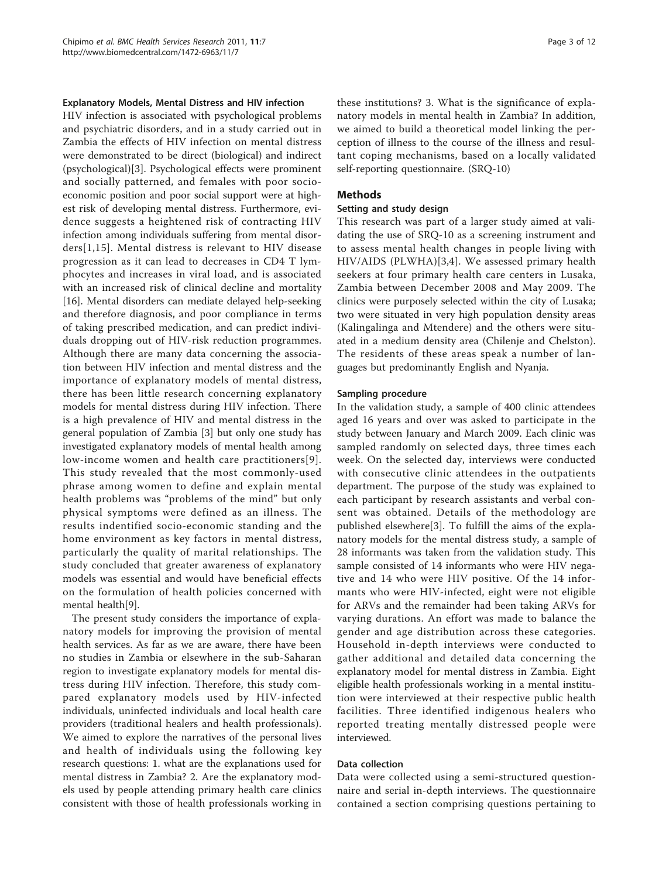### Explanatory Models, Mental Distress and HIV infection

HIV infection is associated with psychological problems and psychiatric disorders, and in a study carried out in Zambia the effects of HIV infection on mental distress were demonstrated to be direct (biological) and indirect (psychological)[3]. Psychological effects were prominent and socially patterned, and females with poor socio-economic position and poor social support were at highest risk of developing mental distress. Furthermore, evidence suggests a heightened risk of contracting HIV infection among individuals suffering from mental disorders[1,15]. Mental distress is relevant to HIV disease progression as it can lead to decreases in CD4 T lymphocytes and increases in viral load, and is associated with an increased risk of clinical decline and mortality [16]. Mental disorders can mediate delayed help-seeking and therefore diagnosis, and poor compliance in terms of taking prescribed medication, and can predict individuals dropping out of HIV-risk reduction programmes. Although there are many data concerning the association between HIV infection and mental distress and the importance of explanatory models of mental distress, there has been little research concerning explanatory models for mental distress during HIV infection. There is a high prevalence of HIV and mental distress in the general population of Zambia [3] but only one study has investigated explanatory models of mental health among low-income women and health care practitioners[9]. This study revealed that the most commonly-used phrase among women to define and explain mental health problems was "problems of the mind" but only physical symptoms were defined as an illness. The results indentified socio-economic standing and the home environment as key factors in mental distress, particularly the quality of marital relationships. The study concluded that greater awareness of explanatory models was essential and would have beneficial effects on the formulation of health policies concerned with mental health[9].

The present study considers the importance of explanatory models for improving the provision of mental health services. As far as we are aware, there have been no studies in Zambia or elsewhere in the sub-Saharan region to investigate explanatory models for mental distress during HIV infection. Therefore, this study compared explanatory models used by HIV-infected individuals, uninfected individuals and local health care providers (traditional healers and health professionals). We aimed to explore the narratives of the personal lives and health of individuals using the following key research questions: 1. what are the explanations used for mental distress in Zambia? 2. Are the explanatory models used by people attending primary health care clinics consistent with those of health professionals working in these institutions? 3. What is the significance of explanatory models in mental health in Zambia? In addition, we aimed to build a theoretical model linking the perception of illness to the course of the illness and resultant coping mechanisms, based on a locally validated self-reporting questionnaire. (SRQ-10)

## Methods

### Setting and study design

This research was part of a larger study aimed at validating the use of SRQ-10 as a screening instrument and to assess mental health changes in people living with HIV/AIDS (PLWHA)[3,4]. We assessed primary health seekers at four primary health care centers in Lusaka, Zambia between December 2008 and May 2009. The clinics were purposely selected within the city of Lusaka; two were situated in very high population density areas (Kalingalinga and Mtendere) and the others were situated in a medium density area (Chilenje and Chelston). The residents of these areas speak a number of languages but predominantly English and Nyanja.

### Sampling procedure

In the validation study, a sample of 400 clinic attendees aged 16 years and over was asked to participate in the study between January and March 2009. Each clinic was sampled randomly on selected days, three times each week. On the selected day, interviews were conducted with consecutive clinic attendees in the outpatients department. The purpose of the study was explained to each participant by research assistants and verbal consent was obtained. Details of the methodology are published elsewhere[3]. To fulfill the aims of the explanatory models for the mental distress study, a sample of 28 informants was taken from the validation study. This sample consisted of 14 informants who were HIV negative and 14 who were HIV positive. Of the 14 informants who were HIV-infected, eight were not eligible for ARVs and the remainder had been taking ARVs for varying durations. An effort was made to balance the gender and age distribution across these categories. Household in-depth interviews were conducted to gather additional and detailed data concerning the explanatory model for mental distress in Zambia. Eight eligible health professionals working in a mental institution were interviewed at their respective public health facilities. Three identified indigenous healers who reported treating mentally distressed people were interviewed.

### Data collection

Data were collected using a semi-structured questionnaire and serial in-depth interviews. The questionnaire contained a section comprising questions pertaining to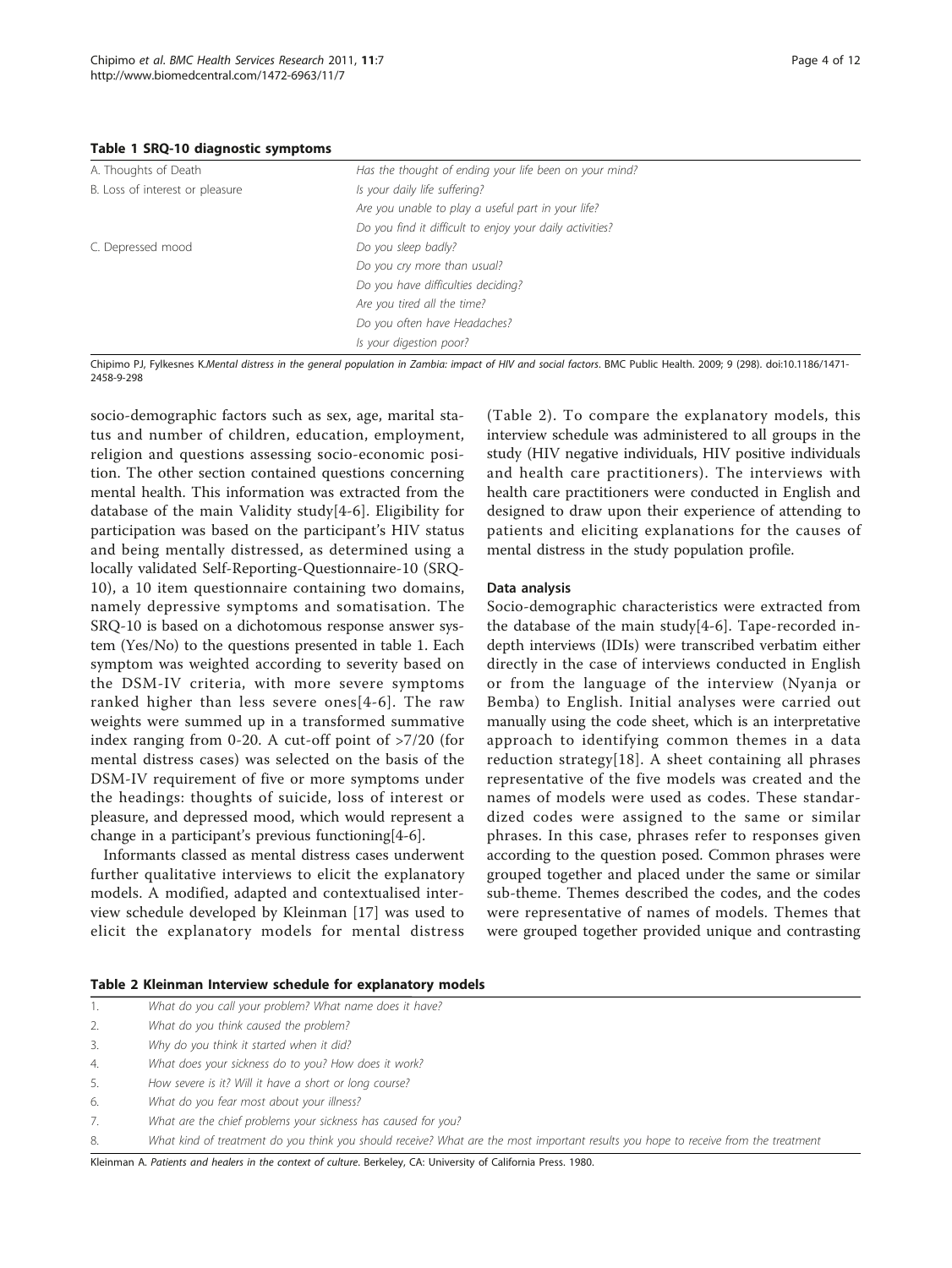**Table 1 SRQ-10 diagnostic symptoms**

| | |
|---|---|
| A. Thoughts of Death | *Has the thought of ending your life been on your mind?* |
| B. Loss of interest or pleasure | *Is your daily life suffering?* |
| | *Are you unable to play a useful part in your life?* |
| | *Do you find it difficult to enjoy your daily activities?* |
| C. Depressed mood | *Do you sleep badly?* |
| | *Do you cry more than usual?* |
| | *Do you have difficulties deciding?* |
| | *Are you tired all the time?* |
| | *Do you often have Headaches?* |
| | *Is your digestion poor?* |

Chipimo PJ, Fylkesnes K.*Mental distress in the general population in Zambia: impact of HIV and social factors*. BMC Public Health. 2009; 9 (298). doi:10.1186/1471-2458-9-298

socio-demographic factors such as sex, age, marital status and number of children, education, employment, religion and questions assessing socio-economic position. The other section contained questions concerning mental health. This information was extracted from the database of the main Validity study[4-6]. Eligibility for participation was based on the participant's HIV status and being mentally distressed, as determined using a locally validated Self-Reporting-Questionnaire-10 (SRQ-10), a 10 item questionnaire containing two domains, namely depressive symptoms and somatisation. The SRQ-10 is based on a dichotomous response answer system (Yes/No) to the questions presented in table 1. Each symptom was weighted according to severity based on the DSM-IV criteria, with more severe symptoms ranked higher than less severe ones[4-6]. The raw weights were summed up in a transformed summative index ranging from 0-20. A cut-off point of >7/20 (for mental distress cases) was selected on the basis of the DSM-IV requirement of five or more symptoms under the headings: thoughts of suicide, loss of interest or pleasure, and depressed mood, which would represent a change in a participant's previous functioning[4-6].

Informants classed as mental distress cases underwent further qualitative interviews to elicit the explanatory models. A modified, adapted and contextualised interview schedule developed by Kleinman [17] was used to elicit the explanatory models for mental distress (Table 2). To compare the explanatory models, this interview schedule was administered to all groups in the study (HIV negative individuals, HIV positive individuals and health care practitioners). The interviews with health care practitioners were conducted in English and designed to draw upon their experience of attending to patients and eliciting explanations for the causes of mental distress in the study population profile.

### Data analysis

Socio-demographic characteristics were extracted from the database of the main study[4-6]. Tape-recorded in-depth interviews (IDIs) were transcribed verbatim either directly in the case of interviews conducted in English or from the language of the interview (Nyanja or Bemba) to English. Initial analyses were carried out manually using the code sheet, which is an interpretative approach to identifying common themes in a data reduction strategy[18]. A sheet containing all phrases representative of the five models was created and the names of models were used as codes. These standardized codes were assigned to the same or similar phrases. In this case, phrases refer to responses given according to the question posed. Common phrases were grouped together and placed under the same or similar sub-theme. Themes described the codes, and the codes were representative of names of models. Themes that were grouped together provided unique and contrasting

**Table 2 Kleinman Interview schedule for explanatory models**

| | |
|---|---|
| 1. | *What do you call your problem? What name does it have?* |
| 2. | *What do you think caused the problem?* |
| 3. | *Why do you think it started when it did?* |
| 4. | *What does your sickness do to you? How does it work?* |
| 5. | *How severe is it? Will it have a short or long course?* |
| 6. | *What do you fear most about your illness?* |
| 7. | *What are the chief problems your sickness has caused for you?* |
| 8. | *What kind of treatment do you think you should receive? What are the most important results you hope to receive from the treatment* |

Kleinman A. *Patients and healers in the context of culture*. Berkeley, CA: University of California Press. 1980.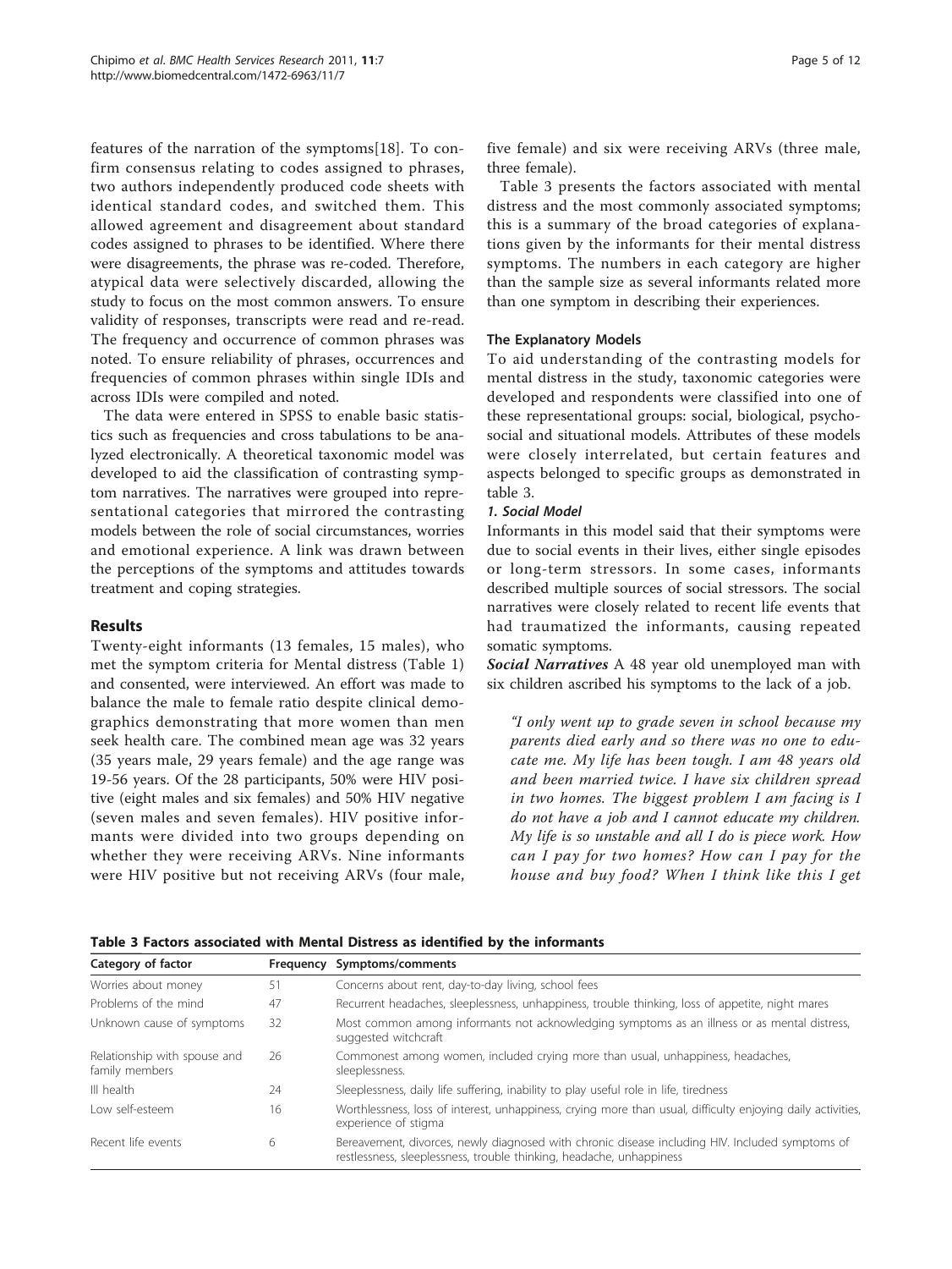features of the narration of the symptoms[18]. To confirm consensus relating to codes assigned to phrases, two authors independently produced code sheets with identical standard codes, and switched them. This allowed agreement and disagreement about standard codes assigned to phrases to be identified. Where there were disagreements, the phrase was re-coded. Therefore, atypical data were selectively discarded, allowing the study to focus on the most common answers. To ensure validity of responses, transcripts were read and re-read. The frequency and occurrence of common phrases was noted. To ensure reliability of phrases, occurrences and frequencies of common phrases within single IDIs and across IDIs were compiled and noted.

The data were entered in SPSS to enable basic statistics such as frequencies and cross tabulations to be analyzed electronically. A theoretical taxonomic model was developed to aid the classification of contrasting symptom narratives. The narratives were grouped into representational categories that mirrored the contrasting models between the role of social circumstances, worries and emotional experience. A link was drawn between the perceptions of the symptoms and attitudes towards treatment and coping strategies.

## Results

Twenty-eight informants (13 females, 15 males), who met the symptom criteria for Mental distress (Table 1) and consented, were interviewed. An effort was made to balance the male to female ratio despite clinical demographics demonstrating that more women than men seek health care. The combined mean age was 32 years (35 years male, 29 years female) and the age range was 19-56 years. Of the 28 participants, 50% were HIV positive (eight males and six females) and 50% HIV negative (seven males and seven females). HIV positive informants were divided into two groups depending on whether they were receiving ARVs. Nine informants were HIV positive but not receiving ARVs (four male, five female) and six were receiving ARVs (three male, three female).

Table 3 presents the factors associated with mental distress and the most commonly associated symptoms; this is a summary of the broad categories of explanations given by the informants for their mental distress symptoms. The numbers in each category are higher than the sample size as several informants related more than one symptom in describing their experiences.

### The Explanatory Models

To aid understanding of the contrasting models for mental distress in the study, taxonomic categories were developed and respondents were classified into one of these representational groups: social, biological, psychosocial and situational models. Attributes of these models were closely interrelated, but certain features and aspects belonged to specific groups as demonstrated in table 3.

#### *1. Social Model*

Informants in this model said that their symptoms were due to social events in their lives, either single episodes or long-term stressors. In some cases, informants described multiple sources of social stressors. The social narratives were closely related to recent life events that had traumatized the informants, causing repeated somatic symptoms.

***Social Narratives*** A 48 year old unemployed man with six children ascribed his symptoms to the lack of a job.

> *"I only went up to grade seven in school because my parents died early and so there was no one to educate me. My life has been tough. I am 48 years old and been married twice. I have six children spread in two homes. The biggest problem I am facing is I do not have a job and I cannot educate my children. My life is so unstable and all I do is piece work. How can I pay for two homes? How can I pay for the house and buy food? When I think like this I get*

**Table 3 Factors associated with Mental Distress as identified by the informants**

| Category of factor | Frequency | Symptoms/comments |
|---|---|---|
| Worries about money | 51 | Concerns about rent, day-to-day living, school fees |
| Problems of the mind | 47 | Recurrent headaches, sleeplessness, unhappiness, trouble thinking, loss of appetite, night mares |
| Unknown cause of symptoms | 32 | Most common among informants not acknowledging symptoms as an illness or as mental distress, suggested witchcraft |
| Relationship with spouse and family members | 26 | Commonest among women, included crying more than usual, unhappiness, headaches, sleeplessness. |
| Ill health | 24 | Sleeplessness, daily life suffering, inability to play useful role in life, tiredness |
| Low self-esteem | 16 | Worthlessness, loss of interest, unhappiness, crying more than usual, difficulty enjoying daily activities, experience of stigma |
| Recent life events | 6 | Bereavement, divorces, newly diagnosed with chronic disease including HIV. Included symptoms of restlessness, sleeplessness, trouble thinking, headache, unhappiness |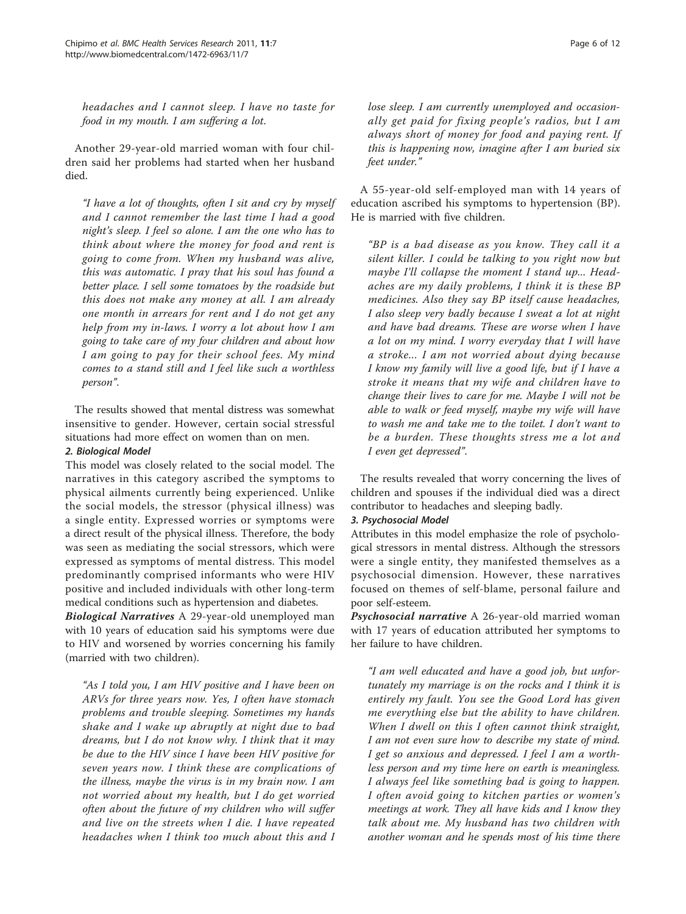*headaches and I cannot sleep. I have no taste for food in my mouth. I am suffering a lot.*

Another 29-year-old married woman with four children said her problems had started when her husband died.

> *"I have a lot of thoughts, often I sit and cry by myself and I cannot remember the last time I had a good night's sleep. I feel so alone. I am the one who has to think about where the money for food and rent is going to come from. When my husband was alive, this was automatic. I pray that his soul has found a better place. I sell some tomatoes by the roadside but this does not make any money at all. I am already one month in arrears for rent and I do not get any help from my in-laws. I worry a lot about how I am going to take care of my four children and about how I am going to pay for their school fees. My mind comes to a stand still and I feel like such a worthless person".*

The results showed that mental distress was somewhat insensitive to gender. However, certain social stressful situations had more effect on women than on men.

#### 2. Biological Model

This model was closely related to the social model. The narratives in this category ascribed the symptoms to physical ailments currently being experienced. Unlike the social models, the stressor (physical illness) was a single entity. Expressed worries or symptoms were a direct result of the physical illness. Therefore, the body was seen as mediating the social stressors, which were expressed as symptoms of mental distress. This model predominantly comprised informants who were HIV positive and included individuals with other long-term medical conditions such as hypertension and diabetes.

***Biological Narratives*** A 29-year-old unemployed man with 10 years of education said his symptoms were due to HIV and worsened by worries concerning his family (married with two children).

> *"As I told you, I am HIV positive and I have been on ARVs for three years now. Yes, I often have stomach problems and trouble sleeping. Sometimes my hands shake and I wake up abruptly at night due to bad dreams, but I do not know why. I think that it may be due to the HIV since I have been HIV positive for seven years now. I think these are complications of the illness, maybe the virus is in my brain now. I am not worried about my health, but I do get worried often about the future of my children who will suffer and live on the streets when I die. I have repeated headaches when I think too much about this and I lose sleep. I am currently unemployed and occasionally get paid for fixing people's radios, but I am always short of money for food and paying rent. If this is happening now, imagine after I am buried six feet under."*

A 55-year-old self-employed man with 14 years of education ascribed his symptoms to hypertension (BP). He is married with five children.

> *"BP is a bad disease as you know. They call it a silent killer. I could be talking to you right now but maybe I'll collapse the moment I stand up... Headaches are my daily problems, I think it is these BP medicines. Also they say BP itself cause headaches, I also sleep very badly because I sweat a lot at night and have bad dreams. These are worse when I have a lot on my mind. I worry everyday that I will have a stroke... I am not worried about dying because I know my family will live a good life, but if I have a stroke it means that my wife and children have to change their lives to care for me. Maybe I will not be able to walk or feed myself, maybe my wife will have to wash me and take me to the toilet. I don't want to be a burden. These thoughts stress me a lot and I even get depressed".*

The results revealed that worry concerning the lives of children and spouses if the individual died was a direct contributor to headaches and sleeping badly.

#### 3. Psychosocial Model

Attributes in this model emphasize the role of psychological stressors in mental distress. Although the stressors were a single entity, they manifested themselves as a psychosocial dimension. However, these narratives focused on themes of self-blame, personal failure and poor self-esteem.

***Psychosocial narrative*** A 26-year-old married woman with 17 years of education attributed her symptoms to her failure to have children.

> *"I am well educated and have a good job, but unfortunately my marriage is on the rocks and I think it is entirely my fault. You see the Good Lord has given me everything else but the ability to have children. When I dwell on this I often cannot think straight, I am not even sure how to describe my state of mind. I get so anxious and depressed. I feel I am a worthless person and my time here on earth is meaningless. I always feel like something bad is going to happen. I often avoid going to kitchen parties or women's meetings at work. They all have kids and I know they talk about me. My husband has two children with another woman and he spends most of his time there*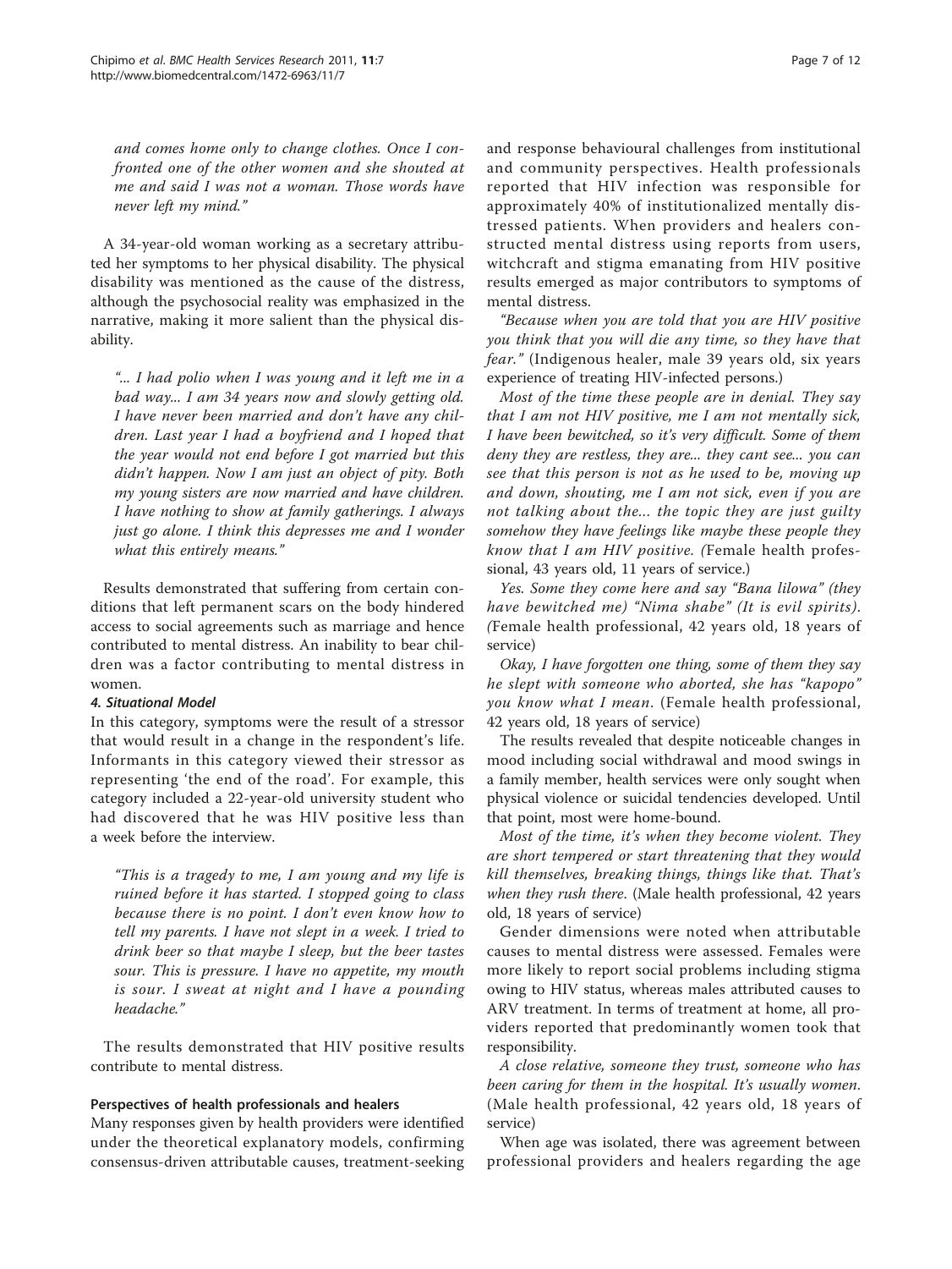*and comes home only to change clothes. Once I confronted one of the other women and she shouted at me and said I was not a woman. Those words have never left my mind."*

A 34-year-old woman working as a secretary attributed her symptoms to her physical disability. The physical disability was mentioned as the cause of the distress, although the psychosocial reality was emphasized in the narrative, making it more salient than the physical disability.

> *"... I had polio when I was young and it left me in a bad way... I am 34 years now and slowly getting old. I have never been married and don't have any children. Last year I had a boyfriend and I hoped that the year would not end before I got married but this didn't happen. Now I am just an object of pity. Both my young sisters are now married and have children. I have nothing to show at family gatherings. I always just go alone. I think this depresses me and I wonder what this entirely means."*

Results demonstrated that suffering from certain conditions that left permanent scars on the body hindered access to social agreements such as marriage and hence contributed to mental distress. An inability to bear children was a factor contributing to mental distress in women.

#### *4. Situational Model*

In this category, symptoms were the result of a stressor that would result in a change in the respondent's life. Informants in this category viewed their stressor as representing 'the end of the road'. For example, this category included a 22-year-old university student who had discovered that he was HIV positive less than a week before the interview.

> *"This is a tragedy to me, I am young and my life is ruined before it has started. I stopped going to class because there is no point. I don't even know how to tell my parents. I have not slept in a week. I tried to drink beer so that maybe I sleep, but the beer tastes sour. This is pressure. I have no appetite, my mouth is sour. I sweat at night and I have a pounding headache."*

The results demonstrated that HIV positive results contribute to mental distress.

### Perspectives of health professionals and healers

Many responses given by health providers were identified under the theoretical explanatory models, confirming consensus-driven attributable causes, treatment-seeking and response behavioural challenges from institutional and community perspectives. Health professionals reported that HIV infection was responsible for approximately 40% of institutionalized mentally distressed patients. When providers and healers constructed mental distress using reports from users, witchcraft and stigma emanating from HIV positive results emerged as major contributors to symptoms of mental distress.

*"Because when you are told that you are HIV positive you think that you will die any time, so they have that fear."* (Indigenous healer, male 39 years old, six years experience of treating HIV-infected persons.)

*Most of the time these people are in denial. They say that I am not HIV positive, me I am not mentally sick, I have been bewitched, so it's very difficult. Some of them deny they are restless, they are... they cant see... you can see that this person is not as he used to be, moving up and down, shouting, me I am not sick, even if you are not talking about the... the topic they are just guilty somehow they have feelings like maybe these people they know that I am HIV positive. (*Female health professional, 43 years old, 11 years of service.)

*Yes. Some they come here and say "Bana lilowa" (they have bewitched me) "Nima shabe" (It is evil spirits). (*Female health professional, 42 years old, 18 years of service)

*Okay, I have forgotten one thing, some of them they say he slept with someone who aborted, she has "kapopo" you know what I mean.* (Female health professional, 42 years old, 18 years of service)

The results revealed that despite noticeable changes in mood including social withdrawal and mood swings in a family member, health services were only sought when physical violence or suicidal tendencies developed. Until that point, most were home-bound.

*Most of the time, it's when they become violent. They are short tempered or start threatening that they would kill themselves, breaking things, things like that. That's when they rush there.* (Male health professional, 42 years old, 18 years of service)

Gender dimensions were noted when attributable causes to mental distress were assessed. Females were more likely to report social problems including stigma owing to HIV status, whereas males attributed causes to ARV treatment. In terms of treatment at home, all providers reported that predominantly women took that responsibility.

*A close relative, someone they trust, someone who has been caring for them in the hospital. It's usually women.* (Male health professional, 42 years old, 18 years of service)

When age was isolated, there was agreement between professional providers and healers regarding the age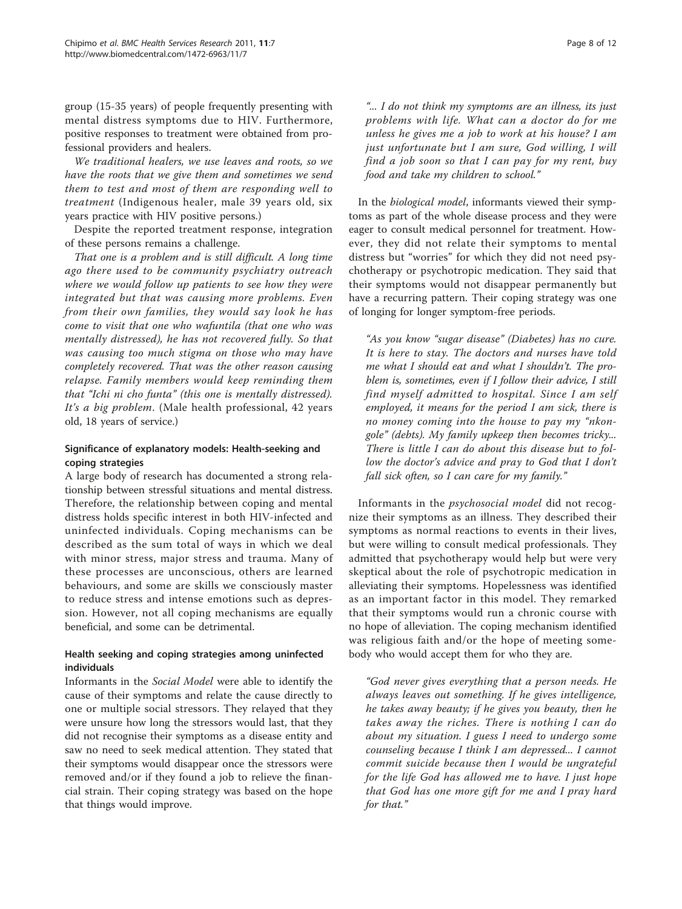group (15-35 years) of people frequently presenting with mental distress symptoms due to HIV. Furthermore, positive responses to treatment were obtained from professional providers and healers.

*We traditional healers, we use leaves and roots, so we have the roots that we give them and sometimes we send them to test and most of them are responding well to treatment* (Indigenous healer, male 39 years old, six years practice with HIV positive persons.)

Despite the reported treatment response, integration of these persons remains a challenge.

*That one is a problem and is still difficult. A long time ago there used to be community psychiatry outreach where we would follow up patients to see how they were integrated but that was causing more problems. Even from their own families, they would say look he has come to visit that one who wafuntila (that one who was mentally distressed), he has not recovered fully. So that was causing too much stigma on those who may have completely recovered. That was the other reason causing relapse. Family members would keep reminding them that "Ichi ni cho funta" (this one is mentally distressed). It's a big problem*. (Male health professional, 42 years old, 18 years of service.)

### Significance of explanatory models: Health-seeking and coping strategies

A large body of research has documented a strong relationship between stressful situations and mental distress. Therefore, the relationship between coping and mental distress holds specific interest in both HIV-infected and uninfected individuals. Coping mechanisms can be described as the sum total of ways in which we deal with minor stress, major stress and trauma. Many of these processes are unconscious, others are learned behaviours, and some are skills we consciously master to reduce stress and intense emotions such as depression. However, not all coping mechanisms are equally beneficial, and some can be detrimental.

### Health seeking and coping strategies among uninfected individuals

Informants in the *Social Model* were able to identify the cause of their symptoms and relate the cause directly to one or multiple social stressors. They relayed that they were unsure how long the stressors would last, that they did not recognise their symptoms as a disease entity and saw no need to seek medical attention. They stated that their symptoms would disappear once the stressors were removed and/or if they found a job to relieve the financial strain. Their coping strategy was based on the hope that things would improve.

> *"... I do not think my symptoms are an illness, its just problems with life. What can a doctor do for me unless he gives me a job to work at his house? I am just unfortunate but I am sure, God willing, I will find a job soon so that I can pay for my rent, buy food and take my children to school."*

In the *biological model*, informants viewed their symptoms as part of the whole disease process and they were eager to consult medical personnel for treatment. However, they did not relate their symptoms to mental distress but "worries" for which they did not need psychotherapy or psychotropic medication. They said that their symptoms would not disappear permanently but have a recurring pattern. Their coping strategy was one of longing for longer symptom-free periods.

> *"As you know "sugar disease" (Diabetes) has no cure. It is here to stay. The doctors and nurses have told me what I should eat and what I shouldn't. The problem is, sometimes, even if I follow their advice, I still find myself admitted to hospital. Since I am self employed, it means for the period I am sick, there is no money coming into the house to pay my "nkongole" (debts). My family upkeep then becomes tricky... There is little I can do about this disease but to follow the doctor's advice and pray to God that I don't fall sick often, so I can care for my family."*

Informants in the *psychosocial model* did not recognize their symptoms as an illness. They described their symptoms as normal reactions to events in their lives, but were willing to consult medical professionals. They admitted that psychotherapy would help but were very skeptical about the role of psychotropic medication in alleviating their symptoms. Hopelessness was identified as an important factor in this model. They remarked that their symptoms would run a chronic course with no hope of alleviation. The coping mechanism identified was religious faith and/or the hope of meeting somebody who would accept them for who they are.

> *"God never gives everything that a person needs. He always leaves out something. If he gives intelligence, he takes away beauty; if he gives you beauty, then he takes away the riches. There is nothing I can do about my situation. I guess I need to undergo some counseling because I think I am depressed... I cannot commit suicide because then I would be ungrateful for the life God has allowed me to have. I just hope that God has one more gift for me and I pray hard for that."*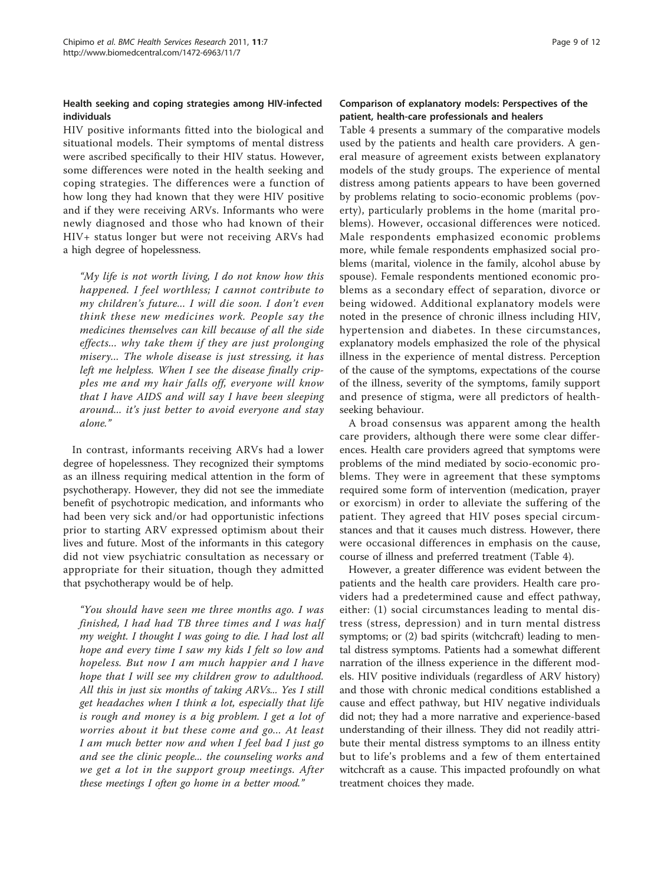### Health seeking and coping strategies among HIV-infected individuals

HIV positive informants fitted into the biological and situational models. Their symptoms of mental distress were ascribed specifically to their HIV status. However, some differences were noted in the health seeking and coping strategies. The differences were a function of how long they had known that they were HIV positive and if they were receiving ARVs. Informants who were newly diagnosed and those who had known of their HIV+ status longer but were not receiving ARVs had a high degree of hopelessness.

> *"My life is not worth living, I do not know how this happened. I feel worthless; I cannot contribute to my children's future... I will die soon. I don't even think these new medicines work. People say the medicines themselves can kill because of all the side effects... why take them if they are just prolonging misery... The whole disease is just stressing, it has left me helpless. When I see the disease finally cripples me and my hair falls off, everyone will know that I have AIDS and will say I have been sleeping around... it's just better to avoid everyone and stay alone."*

In contrast, informants receiving ARVs had a lower degree of hopelessness. They recognized their symptoms as an illness requiring medical attention in the form of psychotherapy. However, they did not see the immediate benefit of psychotropic medication, and informants who had been very sick and/or had opportunistic infections prior to starting ARV expressed optimism about their lives and future. Most of the informants in this category did not view psychiatric consultation as necessary or appropriate for their situation, though they admitted that psychotherapy would be of help.

> *"You should have seen me three months ago. I was finished, I had had TB three times and I was half my weight. I thought I was going to die. I had lost all hope and every time I saw my kids I felt so low and hopeless. But now I am much happier and I have hope that I will see my children grow to adulthood. All this in just six months of taking ARVs... Yes I still get headaches when I think a lot, especially that life is rough and money is a big problem. I get a lot of worries about it but these come and go... At least I am much better now and when I feel bad I just go and see the clinic people... the counseling works and we get a lot in the support group meetings. After these meetings I often go home in a better mood."*

### Comparison of explanatory models: Perspectives of the patient, health-care professionals and healers

Table 4 presents a summary of the comparative models used by the patients and health care providers. A general measure of agreement exists between explanatory models of the study groups. The experience of mental distress among patients appears to have been governed by problems relating to socio-economic problems (poverty), particularly problems in the home (marital problems). However, occasional differences were noticed. Male respondents emphasized economic problems more, while female respondents emphasized social problems (marital, violence in the family, alcohol abuse by spouse). Female respondents mentioned economic problems as a secondary effect of separation, divorce or being widowed. Additional explanatory models were noted in the presence of chronic illness including HIV, hypertension and diabetes. In these circumstances, explanatory models emphasized the role of the physical illness in the experience of mental distress. Perception of the cause of the symptoms, expectations of the course of the illness, severity of the symptoms, family support and presence of stigma, were all predictors of health-seeking behaviour.

A broad consensus was apparent among the health care providers, although there were some clear differences. Health care providers agreed that symptoms were problems of the mind mediated by socio-economic problems. They were in agreement that these symptoms required some form of intervention (medication, prayer or exorcism) in order to alleviate the suffering of the patient. They agreed that HIV poses special circumstances and that it causes much distress. However, there were occasional differences in emphasis on the cause, course of illness and preferred treatment (Table 4).

However, a greater difference was evident between the patients and the health care providers. Health care providers had a predetermined cause and effect pathway, either: (1) social circumstances leading to mental distress (stress, depression) and in turn mental distress symptoms; or (2) bad spirits (witchcraft) leading to mental distress symptoms. Patients had a somewhat different narration of the illness experience in the different models. HIV positive individuals (regardless of ARV history) and those with chronic medical conditions established a cause and effect pathway, but HIV negative individuals did not; they had a more narrative and experience-based understanding of their illness. They did not readily attribute their mental distress symptoms to an illness entity but to life's problems and a few of them entertained witchcraft as a cause. This impacted profoundly on what treatment choices they made.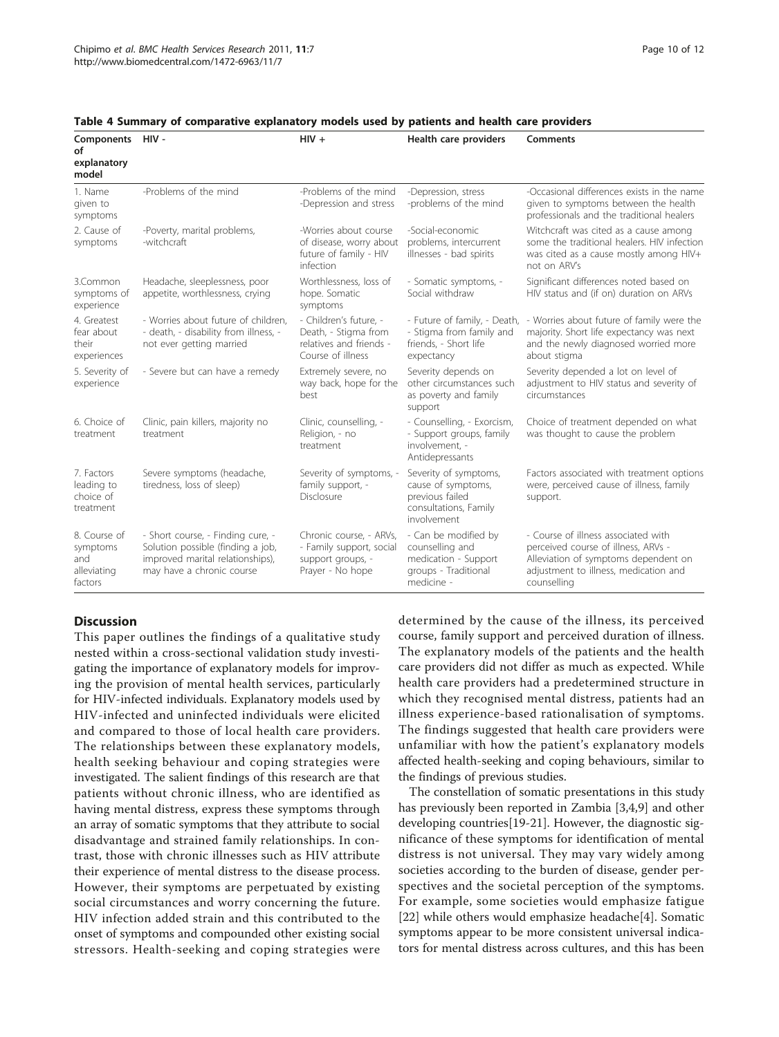**Table 4 Summary of comparative explanatory models used by patients and health care providers**

| Components of explanatory model | HIV - | HIV + | Health care providers | Comments |
|---|---|---|---|---|
| 1. Name given to symptoms | -Problems of the mind | -Problems of the mind -Depression and stress | -Depression, stress -problems of the mind | -Occasional differences exists in the name given to symptoms between the health professionals and the traditional healers |
| 2. Cause of symptoms | -Poverty, marital problems, -witchcraft | -Worries about course of disease, worry about future of family - HIV infection | -Social-economic problems, intercurrent illnesses - bad spirits | Witchcraft was cited as a cause among some the traditional healers. HIV infection was cited as a cause mostly among HIV+ not on ARV's |
| 3.Common symptoms of experience | Headache, sleeplessness, poor appetite, worthlessness, crying | Worthlessness, loss of hope. Somatic symptoms | - Somatic symptoms, - Social withdraw | Significant differences noted based on HIV status and (if on) duration on ARVs |
| 4. Greatest fear about their experiences | - Worries about future of children, - death, - disability from illness, - not ever getting married | - Children's future, - Death, - Stigma from relatives and friends - Course of illness | - Future of family, - Death, - Stigma from family and friends, - Short life expectancy | - Worries about future of family were the majority. Short life expectancy was next and the newly diagnosed worried more about stigma |
| 5. Severity of experience | - Severe but can have a remedy | Extremely severe, no way back, hope for the best | Severity depends on other circumstances such as poverty and family support | Severity depended a lot on level of adjustment to HIV status and severity of circumstances |
| 6. Choice of treatment | Clinic, pain killers, majority no treatment | Clinic, counselling, - Religion, - no treatment | - Counselling, - Exorcism, - Support groups, family involvement, - Antidepressants | Choice of treatment depended on what was thought to cause the problem |
| 7. Factors leading to choice of treatment | Severe symptoms (headache, tiredness, loss of sleep) | Severity of symptoms, - family support, - Disclosure | Severity of symptoms, cause of symptoms, previous failed consultations, Family involvement | Factors associated with treatment options were, perceived cause of illness, family support. |
| 8. Course of symptoms and alleviating factors | - Short course, - Finding cure, - Solution possible (finding a job, improved marital relationships), may have a chronic course | Chronic course, - ARVs, - Family support, social support groups, - Prayer - No hope | - Can be modified by counselling and medication - Support groups - Traditional medicine - | - Course of illness associated with perceived course of illness, ARVs - Alleviation of symptoms dependent on adjustment to illness, medication and counselling |

## Discussion

This paper outlines the findings of a qualitative study nested within a cross-sectional validation study investigating the importance of explanatory models for improving the provision of mental health services, particularly for HIV-infected individuals. Explanatory models used by HIV-infected and uninfected individuals were elicited and compared to those of local health care providers. The relationships between these explanatory models, health seeking behaviour and coping strategies were investigated. The salient findings of this research are that patients without chronic illness, who are identified as having mental distress, express these symptoms through an array of somatic symptoms that they attribute to social disadvantage and strained family relationships. In contrast, those with chronic illnesses such as HIV attribute their experience of mental distress to the disease process. However, their symptoms are perpetuated by existing social circumstances and worry concerning the future. HIV infection added strain and this contributed to the onset of symptoms and compounded other existing social stressors. Health-seeking and coping strategies were determined by the cause of the illness, its perceived course, family support and perceived duration of illness. The explanatory models of the patients and the health care providers did not differ as much as expected. While health care providers had a predetermined structure in which they recognised mental distress, patients had an illness experience-based rationalisation of symptoms. The findings suggested that health care providers were unfamiliar with how the patient's explanatory models affected health-seeking and coping behaviours, similar to the findings of previous studies.

The constellation of somatic presentations in this study has previously been reported in Zambia [3,4,9] and other developing countries[19-21]. However, the diagnostic significance of these symptoms for identification of mental distress is not universal. They may vary widely among societies according to the burden of disease, gender perspectives and the societal perception of the symptoms. For example, some societies would emphasize fatigue [22] while others would emphasize headache[4]. Somatic symptoms appear to be more consistent universal indicators for mental distress across cultures, and this has been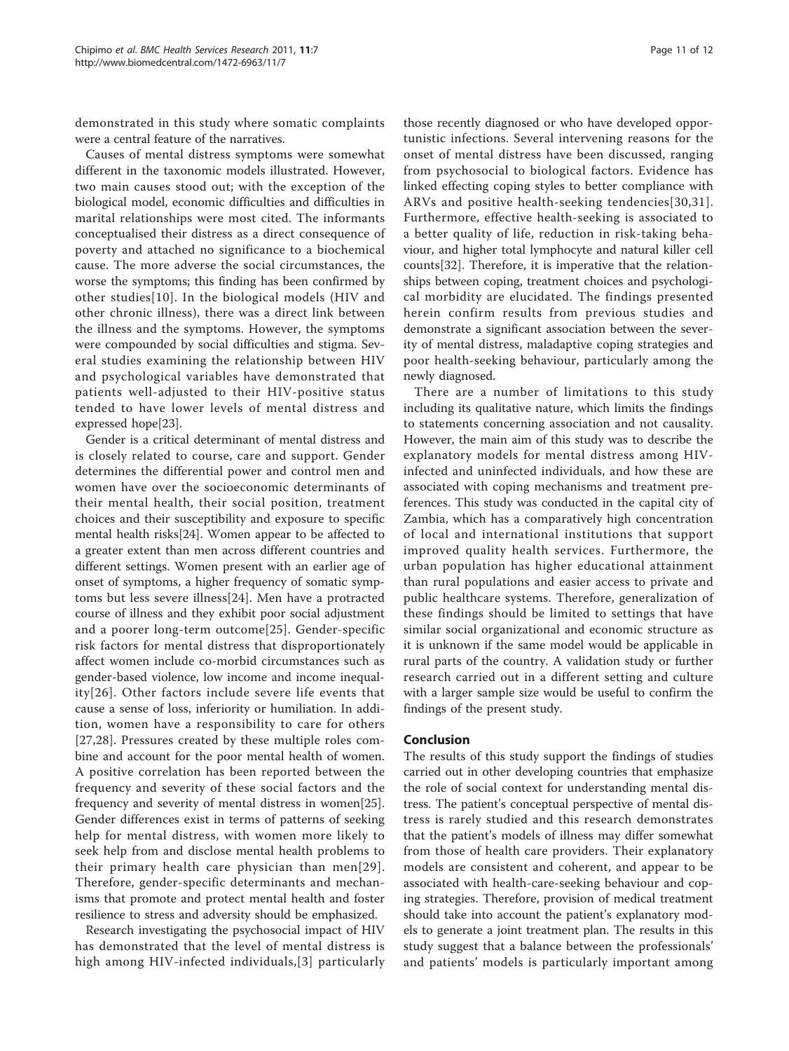demonstrated in this study where somatic complaints were a central feature of the narratives.

Causes of mental distress symptoms were somewhat different in the taxonomic models illustrated. However, two main causes stood out; with the exception of the biological model, economic difficulties and difficulties in marital relationships were most cited. The informants conceptualised their distress as a direct consequence of poverty and attached no significance to a biochemical cause. The more adverse the social circumstances, the worse the symptoms; this finding has been confirmed by other studies[10]. In the biological models (HIV and other chronic illness), there was a direct link between the illness and the symptoms. However, the symptoms were compounded by social difficulties and stigma. Several studies examining the relationship between HIV and psychological variables have demonstrated that patients well-adjusted to their HIV-positive status tended to have lower levels of mental distress and expressed hope[23].

Gender is a critical determinant of mental distress and is closely related to course, care and support. Gender determines the differential power and control men and women have over the socioeconomic determinants of their mental health, their social position, treatment choices and their susceptibility and exposure to specific mental health risks[24]. Women appear to be affected to a greater extent than men across different countries and different settings. Women present with an earlier age of onset of symptoms, a higher frequency of somatic symptoms but less severe illness[24]. Men have a protracted course of illness and they exhibit poor social adjustment and a poorer long-term outcome[25]. Gender-specific risk factors for mental distress that disproportionately affect women include co-morbid circumstances such as gender-based violence, low income and income inequality[26]. Other factors include severe life events that cause a sense of loss, inferiority or humiliation. In addition, women have a responsibility to care for others [27,28]. Pressures created by these multiple roles combine and account for the poor mental health of women. A positive correlation has been reported between the frequency and severity of these social factors and the frequency and severity of mental distress in women[25]. Gender differences exist in terms of patterns of seeking help for mental distress, with women more likely to seek help from and disclose mental health problems to their primary health care physician than men[29]. Therefore, gender-specific determinants and mechanisms that promote and protect mental health and foster resilience to stress and adversity should be emphasized.

Research investigating the psychosocial impact of HIV has demonstrated that the level of mental distress is high among HIV-infected individuals,[3] particularly those recently diagnosed or who have developed opportunistic infections. Several intervening reasons for the onset of mental distress have been discussed, ranging from psychosocial to biological factors. Evidence has linked effecting coping styles to better compliance with ARVs and positive health-seeking tendencies[30,31]. Furthermore, effective health-seeking is associated to a better quality of life, reduction in risk-taking behaviour, and higher total lymphocyte and natural killer cell counts[32]. Therefore, it is imperative that the relationships between coping, treatment choices and psychological morbidity are elucidated. The findings presented herein confirm results from previous studies and demonstrate a significant association between the severity of mental distress, maladaptive coping strategies and poor health-seeking behaviour, particularly among the newly diagnosed.

There are a number of limitations to this study including its qualitative nature, which limits the findings to statements concerning association and not causality. However, the main aim of this study was to describe the explanatory models for mental distress among HIV-infected and uninfected individuals, and how these are associated with coping mechanisms and treatment preferences. This study was conducted in the capital city of Zambia, which has a comparatively high concentration of local and international institutions that support improved quality health services. Furthermore, the urban population has higher educational attainment than rural populations and easier access to private and public healthcare systems. Therefore, generalization of these findings should be limited to settings that have similar social organizational and economic structure as it is unknown if the same model would be applicable in rural parts of the country. A validation study or further research carried out in a different setting and culture with a larger sample size would be useful to confirm the findings of the present study.

## Conclusion

The results of this study support the findings of studies carried out in other developing countries that emphasize the role of social context for understanding mental distress. The patient's conceptual perspective of mental distress is rarely studied and this research demonstrates that the patient's models of illness may differ somewhat from those of health care providers. Their explanatory models are consistent and coherent, and appear to be associated with health-care-seeking behaviour and coping strategies. Therefore, provision of medical treatment should take into account the patient's explanatory models to generate a joint treatment plan. The results in this study suggest that a balance between the professionals' and patients' models is particularly important among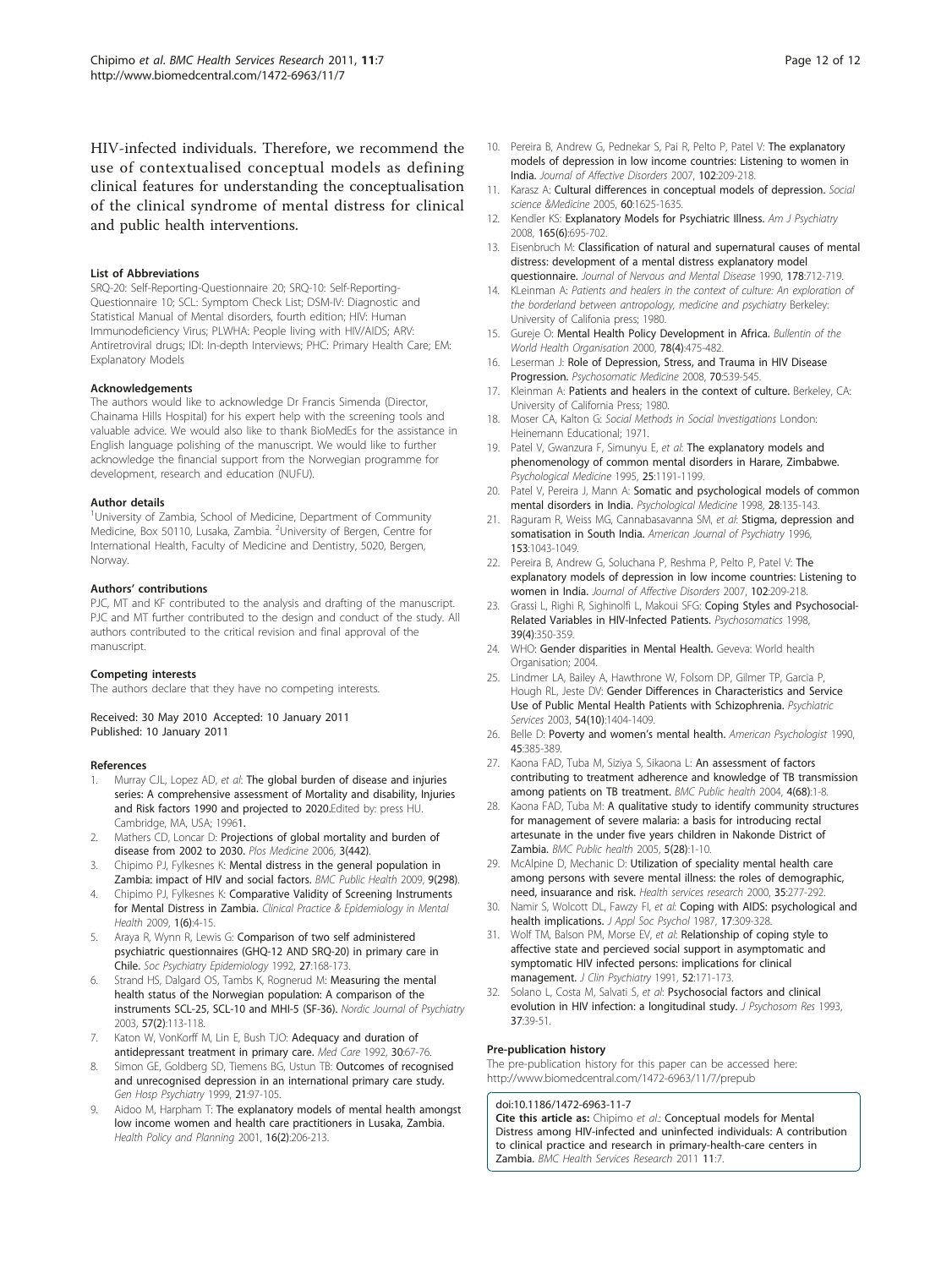HIV-infected individuals. Therefore, we recommend the use of contextualised conceptual models as defining clinical features for understanding the conceptualisation of the clinical syndrome of mental distress for clinical and public health interventions.

#### List of Abbreviations

SRQ-20: Self-Reporting-Questionnaire 20; SRQ-10: Self-Reporting-Questionnaire 10; SCL: Symptom Check List; DSM-IV: Diagnostic and Statistical Manual of Mental disorders, fourth edition; HIV: Human Immunodeficiency Virus; PLWHA: People living with HIV/AIDS; ARV: Antiretroviral drugs; IDI: In-depth Interviews; PHC: Primary Health Care; EM: Explanatory Models

#### Acknowledgements

The authors would like to acknowledge Dr Francis Simenda (Director, Chainama Hills Hospital) for his expert help with the screening tools and valuable advice. We would also like to thank BioMedEs for the assistance in English language polishing of the manuscript. We would like to further acknowledge the financial support from the Norwegian programme for development, research and education (NUFU).

#### Author details

[1]University of Zambia, School of Medicine, Department of Community Medicine, Box 50110, Lusaka, Zambia. [2]University of Bergen, Centre for International Health, Faculty of Medicine and Dentistry, 5020, Bergen, Norway.

#### Authors' contributions

PJC, MT and KF contributed to the analysis and drafting of the manuscript. PJC and MT further contributed to the design and conduct of the study. All authors contributed to the critical revision and final approval of the manuscript.

#### Competing interests

The authors declare that they have no competing interests.

Received: 30 May 2010 Accepted: 10 January 2011
Published: 10 January 2011

#### References

1. Murray CJL, Lopez AD, *et al*: **The global burden of disease and injuries series: A comprehensive assessment of Mortality and disability, Injuries and Risk factors 1990 and projected to 2020.** Edited by: press HU. Cambridge, MA, USA; 1996**1**.
2. Mathers CD, Loncar D: **Projections of global mortality and burden of disease from 2002 to 2030.** *Plos Medicine* 2006, **3(442)**.
3. Chipimo PJ, Fylkesnes K: **Mental distress in the general population in Zambia: impact of HIV and social factors.** *BMC Public Health* 2009, **9(298)**.
4. Chipimo PJ, Fylkesnes K: **Comparative Validity of Screening Instruments for Mental Distress in Zambia.** *Clinical Practice & Epidemiology in Mental Health* 2009, **1(6)**:4-15.
5. Araya R, Wynn R, Lewis G: **Comparison of two self administered psychiatric questionnaires (GHQ-12 AND SRQ-20) in primary care in Chile.** *Soc Psychiatry Epidemiology* 1992, **27**:168-173.
6. Strand HS, Dalgard OS, Tambs K, Rognerud M: **Measuring the mental health status of the Norwegian population: A comparison of the instruments SCL-25, SCL-10 and MHI-5 (SF-36).** *Nordic Journal of Psychiatry* 2003, **57(2)**:113-118.
7. Katon W, VonKorff M, Lin E, Bush TJO: **Adequacy and duration of antidepressant treatment in primary care.** *Med Care* 1992, **30**:67-76.
8. Simon GE, Goldberg SD, Tiemens BG, Ustun TB: **Outcomes of recognised and unrecognised depression in an international primary care study.** *Gen Hosp Psychiatry* 1999, **21**:97-105.
9. Aidoo M, Harpham T: **The explanatory models of mental health amongst low income women and health care practitioners in Lusaka, Zambia.** *Health Policy and Planning* 2001, **16(2)**:206-213.
10. Pereira B, Andrew G, Pednekar S, Pai R, Pelto P, Patel V: **The explanatory models of depression in low income countries: Listening to women in India.** *Journal of Affective Disorders* 2007, **102**:209-218.
11. Karasz A: **Cultural differences in conceptual models of depression.** *Social science &Medicine* 2005, **60**:1625-1635.
12. Kendler KS: **Explanatory Models for Psychiatric Illness.** *Am J Psychiatry* 2008, **165(6)**:695-702.
13. Eisenbruch M: **Classification of natural and supernatural causes of mental distress: development of a mental distress explanatory model questionnaire.** *Journal of Nervous and Mental Disease* 1990, **178**:712-719.
14. KLeinman A: *Patients and healers in the context of culture: An exploration of the borderland between antropology, medicine and psychiatry* Berkeley: University of Califonia press; 1980.
15. Gureje O: **Mental Health Policy Development in Africa.** *Bullentin of the World Health Organisation* 2000, **78(4)**:475-482.
16. Leserman J: **Role of Depression, Stress, and Trauma in HIV Disease Progression.** *Psychosomatic Medicine* 2008, **70**:539-545.
17. Kleinman A: **Patients and healers in the context of culture.** Berkeley, CA: University of California Press; 1980.
18. Moser CA, Kalton G: *Social Methods in Social Investigations* London: Heinemann Educational; 1971.
19. Patel V, Gwanzura F, Simunyu E, *et al*: **The explanatory models and phenomenology of common mental disorders in Harare, Zimbabwe.** *Psychological Medicine* 1995, **25**:1191-1199.
20. Patel V, Pereira J, Mann A: **Somatic and psychological models of common mental disorders in India.** *Psychological Medicine* 1998, **28**:135-143.
21. Raguram R, Weiss MG, Cannabasavanna SM, *et al*: **Stigma, depression and somatisation in South India.** *American Journal of Psychiatry* 1996, **153**:1043-1049.
22. Pereira B, Andrew G, Soluchana P, Reshma P, Pelto P, Patel V: **The explanatory models of depression in low income countries: Listening to women in India.** *Journal of Affective Disorders* 2007, **102**:209-218.
23. Grassi L, Righi R, Sighinolfi L, Makoui SFG: **Coping Styles and Psychosocial-Related Variables in HIV-Infected Patients.** *Psychosomatics* 1998, **39(4)**:350-359.
24. WHO: **Gender disparities in Mental Health.** Geveva: World health Organisation; 2004.
25. Lindmer LA, Bailey A, Hawthrone W, Folsom DP, Gilmer TP, Garcia P, Hough RL, Jeste DV: **Gender Differences in Characteristics and Service Use of Public Mental Health Patients with Schizophrenia.** *Psychiatric Services* 2003, **54(10)**:1404-1409.
26. Belle D: **Poverty and women's mental health.** *American Psychologist* 1990, **45**:385-389.
27. Kaona FAD, Tuba M, Siziya S, Sikaona L: **An assessment of factors contributing to treatment adherence and knowledge of TB transmission among patients on TB treatment.** *BMC Public health* 2004, **4(68)**:1-8.
28. Kaona FAD, Tuba M: **A qualitative study to identify community structures for management of severe malaria: a basis for introducing rectal artesunate in the under five years children in Nakonde District of Zambia.** *BMC Public health* 2005, **5(28)**:1-10.
29. McAlpine D, Mechanic D: **Utilization of speciality mental health care among persons with severe mental illness: the roles of demographic, need, insuarance and risk.** *Health services research* 2000, **35**:277-292.
30. Namir S, Wolcott DL, Fawzy FI, *et al*: **Coping with AIDS: psychological and health implications.** *J Appl Soc Psychol* 1987, **17**:309-328.
31. Wolf TM, Balson PM, Morse EV, *et al*: **Relationship of coping style to affective state and percieved social support in asymptomatic and symptomatic HIV infected persons: implications for clinical management.** *J Clin Psychiatry* 1991, **52**:171-173.
32. Solano L, Costa M, Salvati S, *et al*: **Psychosocial factors and clinical evolution in HIV infection: a longitudinal study.** *J Psychosom Res* 1993, **37**:39-51.

#### Pre-publication history

The pre-publication history for this paper can be accessed here:
http://www.biomedcentral.com/1472-6963/11/7/prepub

doi:10.1186/1472-6963-11-7

**Cite this article as:** Chipimo *et al.*: Conceptual models for Mental Distress among HIV-infected and uninfected individuals: A contribution to clinical practice and research in primary-health-care centers in Zambia. *BMC Health Services Research* 2011 **11**:7.